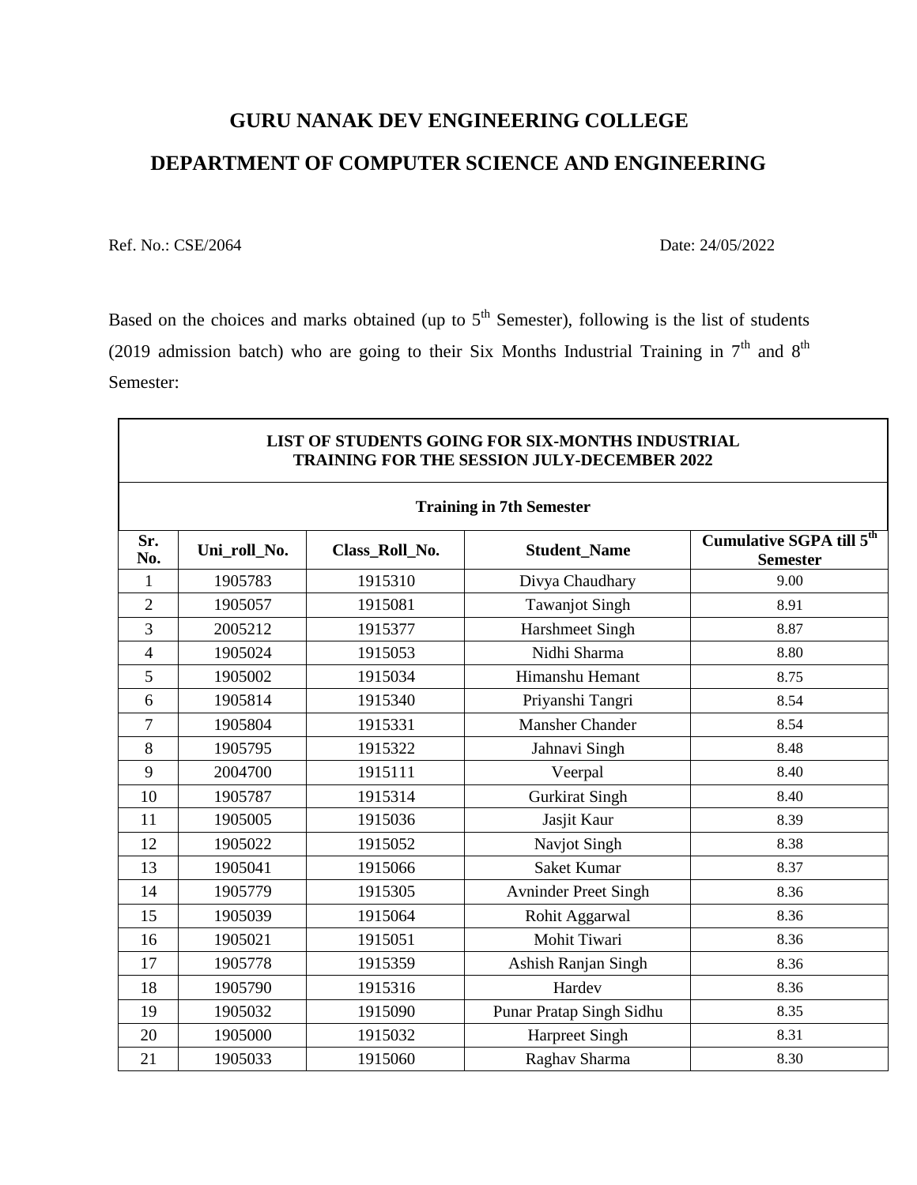# GURU NANAK DEV ENGINEERING COLLEGE

## DEPARTMENT OF COMPUTER SCIENCE AND ENGINEERING

Ref. No.: CSE/2064 Date: 24/05/2022

Based on the choices and marks obtained (up to 5th Semester), following is the list of students (2019 admission batch) who are going to their Six Months Industrial Training in 7th and 8th Semester:

**LIST OF STUDENTS GOING FOR SIX-MONTHS INDUSTRIAL TRAINING FOR THE SESSION JULY-DECEMBER 2022**

**Training in 7th Semester**

| Sr. No. | Uni_roll_No. | Class_Roll_No. | Student_Name | Cumulative SGPA till 5th Semester |
|---|---|---|---|---|
| 1 | 1905783 | 1915310 | Divya Chaudhary | 9.00 |
| 2 | 1905057 | 1915081 | Tawanjot Singh | 8.91 |
| 3 | 2005212 | 1915377 | Harshmeet Singh | 8.87 |
| 4 | 1905024 | 1915053 | Nidhi Sharma | 8.80 |
| 5 | 1905002 | 1915034 | Himanshu Hemant | 8.75 |
| 6 | 1905814 | 1915340 | Priyanshi Tangri | 8.54 |
| 7 | 1905804 | 1915331 | Mansher Chander | 8.54 |
| 8 | 1905795 | 1915322 | Jahnavi Singh | 8.48 |
| 9 | 2004700 | 1915111 | Veerpal | 8.40 |
| 10 | 1905787 | 1915314 | Gurkirat Singh | 8.40 |
| 11 | 1905005 | 1915036 | Jasjit Kaur | 8.39 |
| 12 | 1905022 | 1915052 | Navjot Singh | 8.38 |
| 13 | 1905041 | 1915066 | Saket Kumar | 8.37 |
| 14 | 1905779 | 1915305 | Avninder Preet Singh | 8.36 |
| 15 | 1905039 | 1915064 | Rohit Aggarwal | 8.36 |
| 16 | 1905021 | 1915051 | Mohit Tiwari | 8.36 |
| 17 | 1905778 | 1915359 | Ashish Ranjan Singh | 8.36 |
| 18 | 1905790 | 1915316 | Hardev | 8.36 |
| 19 | 1905032 | 1915090 | Punar Pratap Singh Sidhu | 8.35 |
| 20 | 1905000 | 1915032 | Harpreet Singh | 8.31 |
| 21 | 1905033 | 1915060 | Raghav Sharma | 8.30 |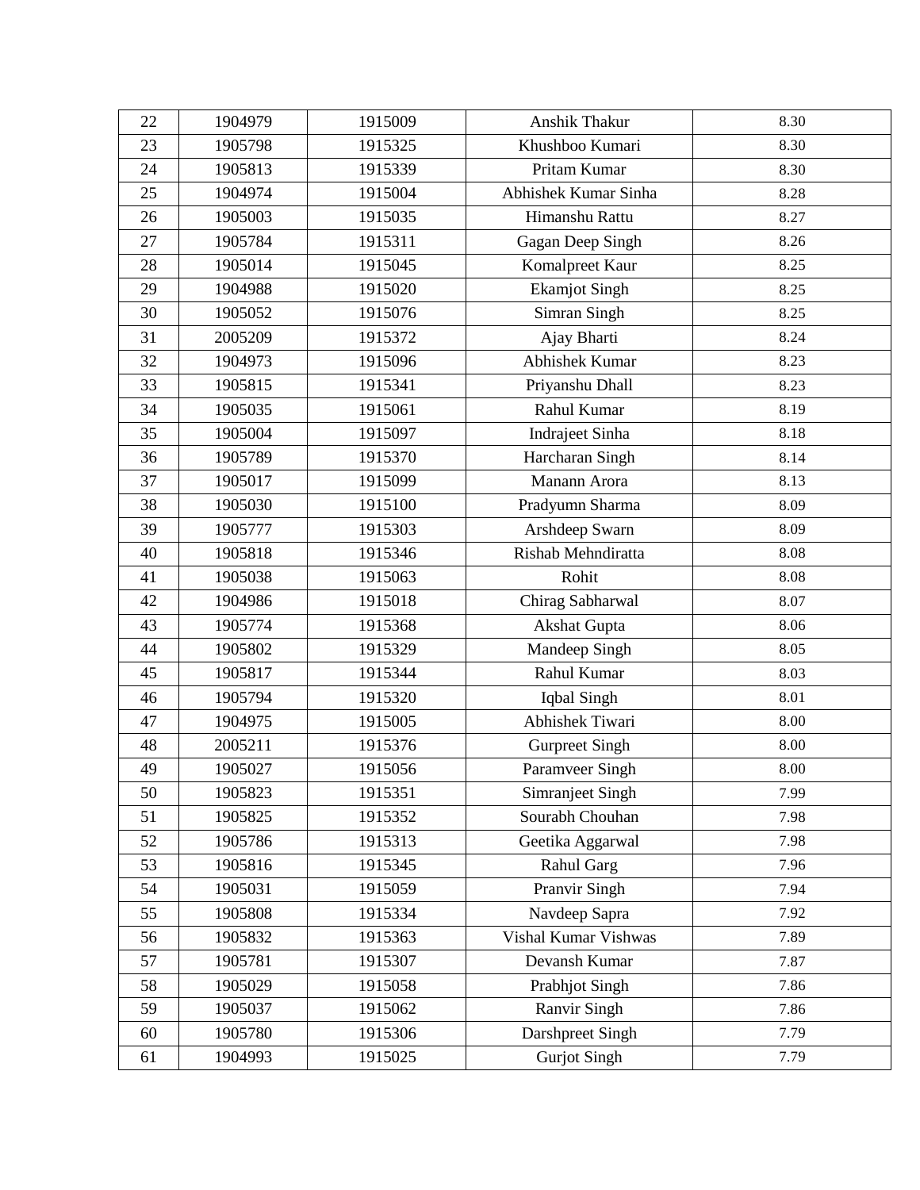| | | | | |
|---|---|---|---|---|
| 22 | 1904979 | 1915009 | Anshik Thakur | 8.30 |
| 23 | 1905798 | 1915325 | Khushboo Kumari | 8.30 |
| 24 | 1905813 | 1915339 | Pritam Kumar | 8.30 |
| 25 | 1904974 | 1915004 | Abhishek Kumar Sinha | 8.28 |
| 26 | 1905003 | 1915035 | Himanshu Rattu | 8.27 |
| 27 | 1905784 | 1915311 | Gagan Deep Singh | 8.26 |
| 28 | 1905014 | 1915045 | Komalpreet Kaur | 8.25 |
| 29 | 1904988 | 1915020 | Ekamjot Singh | 8.25 |
| 30 | 1905052 | 1915076 | Simran Singh | 8.25 |
| 31 | 2005209 | 1915372 | Ajay Bharti | 8.24 |
| 32 | 1904973 | 1915096 | Abhishek Kumar | 8.23 |
| 33 | 1905815 | 1915341 | Priyanshu Dhall | 8.23 |
| 34 | 1905035 | 1915061 | Rahul Kumar | 8.19 |
| 35 | 1905004 | 1915097 | Indrajeet Sinha | 8.18 |
| 36 | 1905789 | 1915370 | Harcharan Singh | 8.14 |
| 37 | 1905017 | 1915099 | Manann Arora | 8.13 |
| 38 | 1905030 | 1915100 | Pradyumn Sharma | 8.09 |
| 39 | 1905777 | 1915303 | Arshdeep Swarn | 8.09 |
| 40 | 1905818 | 1915346 | Rishab Mehndiratta | 8.08 |
| 41 | 1905038 | 1915063 | Rohit | 8.08 |
| 42 | 1904986 | 1915018 | Chirag Sabharwal | 8.07 |
| 43 | 1905774 | 1915368 | Akshat Gupta | 8.06 |
| 44 | 1905802 | 1915329 | Mandeep Singh | 8.05 |
| 45 | 1905817 | 1915344 | Rahul Kumar | 8.03 |
| 46 | 1905794 | 1915320 | Iqbal Singh | 8.01 |
| 47 | 1904975 | 1915005 | Abhishek Tiwari | 8.00 |
| 48 | 2005211 | 1915376 | Gurpreet Singh | 8.00 |
| 49 | 1905027 | 1915056 | Paramveer Singh | 8.00 |
| 50 | 1905823 | 1915351 | Simranjeet Singh | 7.99 |
| 51 | 1905825 | 1915352 | Sourabh Chouhan | 7.98 |
| 52 | 1905786 | 1915313 | Geetika Aggarwal | 7.98 |
| 53 | 1905816 | 1915345 | Rahul Garg | 7.96 |
| 54 | 1905031 | 1915059 | Pranvir Singh | 7.94 |
| 55 | 1905808 | 1915334 | Navdeep Sapra | 7.92 |
| 56 | 1905832 | 1915363 | Vishal Kumar Vishwas | 7.89 |
| 57 | 1905781 | 1915307 | Devansh Kumar | 7.87 |
| 58 | 1905029 | 1915058 | Prabhjot Singh | 7.86 |
| 59 | 1905037 | 1915062 | Ranvir Singh | 7.86 |
| 60 | 1905780 | 1915306 | Darshpreet Singh | 7.79 |
| 61 | 1904993 | 1915025 | Gurjot Singh | 7.79 |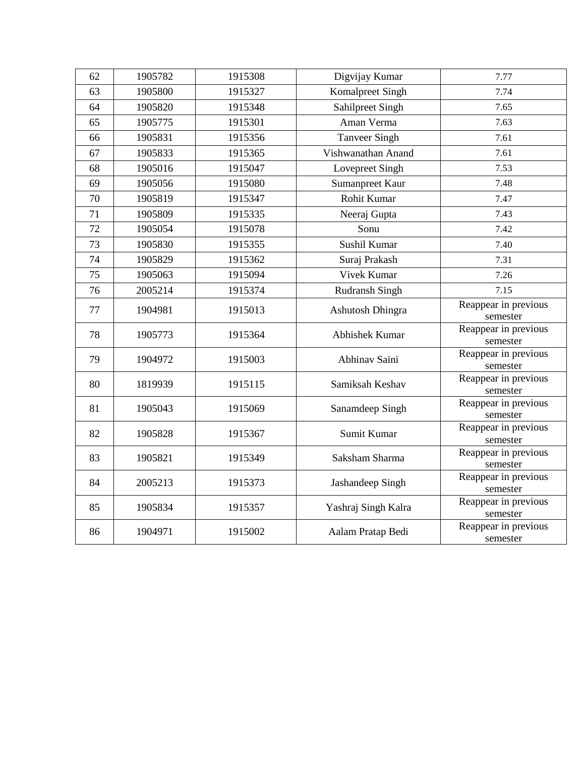| | | | | |
|---|---|---|---|---|
| 62 | 1905782 | 1915308 | Digvijay Kumar | 7.77 |
| 63 | 1905800 | 1915327 | Komalpreet Singh | 7.74 |
| 64 | 1905820 | 1915348 | Sahilpreet Singh | 7.65 |
| 65 | 1905775 | 1915301 | Aman Verma | 7.63 |
| 66 | 1905831 | 1915356 | Tanveer Singh | 7.61 |
| 67 | 1905833 | 1915365 | Vishwanathan Anand | 7.61 |
| 68 | 1905016 | 1915047 | Lovepreet Singh | 7.53 |
| 69 | 1905056 | 1915080 | Sumanpreet Kaur | 7.48 |
| 70 | 1905819 | 1915347 | Rohit Kumar | 7.47 |
| 71 | 1905809 | 1915335 | Neeraj Gupta | 7.43 |
| 72 | 1905054 | 1915078 | Sonu | 7.42 |
| 73 | 1905830 | 1915355 | Sushil Kumar | 7.40 |
| 74 | 1905829 | 1915362 | Suraj Prakash | 7.31 |
| 75 | 1905063 | 1915094 | Vivek Kumar | 7.26 |
| 76 | 2005214 | 1915374 | Rudransh Singh | 7.15 |
| 77 | 1904981 | 1915013 | Ashutosh Dhingra | Reappear in previous semester |
| 78 | 1905773 | 1915364 | Abhishek Kumar | Reappear in previous semester |
| 79 | 1904972 | 1915003 | Abhinav Saini | Reappear in previous semester |
| 80 | 1819939 | 1915115 | Samiksah Keshav | Reappear in previous semester |
| 81 | 1905043 | 1915069 | Sanamdeep Singh | Reappear in previous semester |
| 82 | 1905828 | 1915367 | Sumit Kumar | Reappear in previous semester |
| 83 | 1905821 | 1915349 | Saksham Sharma | Reappear in previous semester |
| 84 | 2005213 | 1915373 | Jashandeep Singh | Reappear in previous semester |
| 85 | 1905834 | 1915357 | Yashraj Singh Kalra | Reappear in previous semester |
| 86 | 1904971 | 1915002 | Aalam Pratap Bedi | Reappear in previous semester |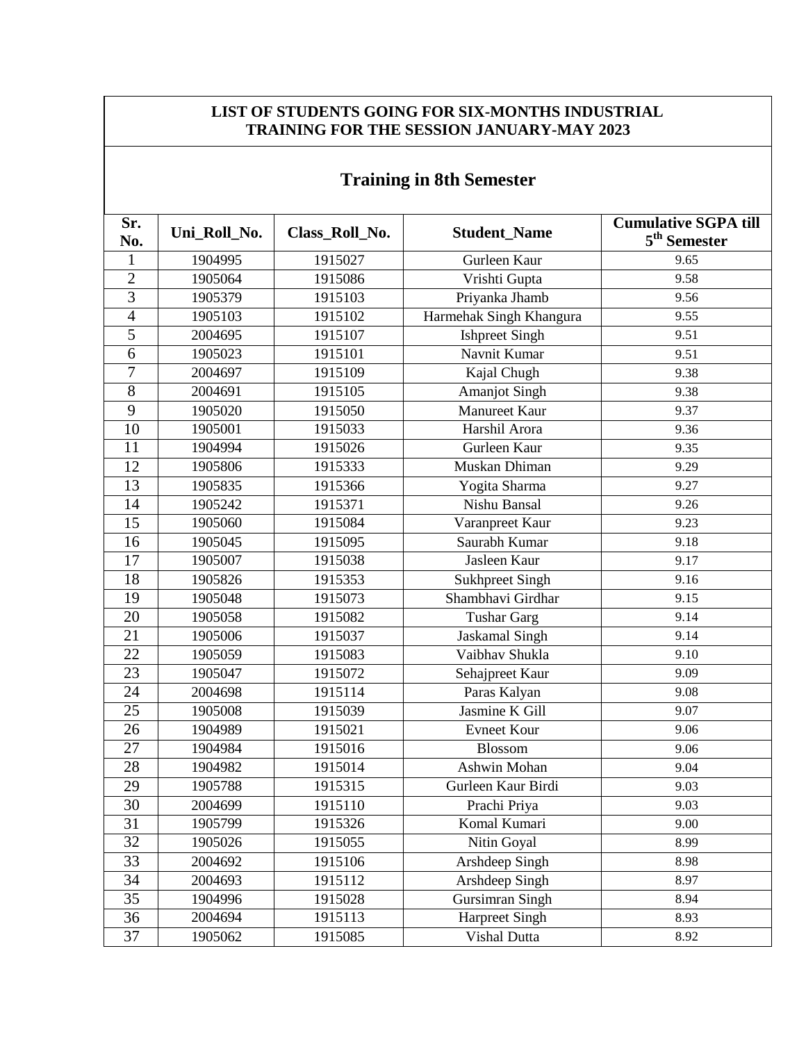**LIST OF STUDENTS GOING FOR SIX-MONTHS INDUSTRIAL TRAINING FOR THE SESSION JANUARY-MAY 2023**

## Training in 8th Semester

| Sr. No. | Uni_Roll_No. | Class_Roll_No. | Student_Name | Cumulative SGPA till 5th Semester |
|---|---|---|---|---|
| 1 | 1904995 | 1915027 | Gurleen Kaur | 9.65 |
| 2 | 1905064 | 1915086 | Vrishti Gupta | 9.58 |
| 3 | 1905379 | 1915103 | Priyanka Jhamb | 9.56 |
| 4 | 1905103 | 1915102 | Harmehak Singh Khangura | 9.55 |
| 5 | 2004695 | 1915107 | Ishpreet Singh | 9.51 |
| 6 | 1905023 | 1915101 | Navnit Kumar | 9.51 |
| 7 | 2004697 | 1915109 | Kajal Chugh | 9.38 |
| 8 | 2004691 | 1915105 | Amanjot Singh | 9.38 |
| 9 | 1905020 | 1915050 | Manureet Kaur | 9.37 |
| 10 | 1905001 | 1915033 | Harshil Arora | 9.36 |
| 11 | 1904994 | 1915026 | Gurleen Kaur | 9.35 |
| 12 | 1905806 | 1915333 | Muskan Dhiman | 9.29 |
| 13 | 1905835 | 1915366 | Yogita Sharma | 9.27 |
| 14 | 1905242 | 1915371 | Nishu Bansal | 9.26 |
| 15 | 1905060 | 1915084 | Varanpreet Kaur | 9.23 |
| 16 | 1905045 | 1915095 | Saurabh Kumar | 9.18 |
| 17 | 1905007 | 1915038 | Jasleen Kaur | 9.17 |
| 18 | 1905826 | 1915353 | Sukhpreet Singh | 9.16 |
| 19 | 1905048 | 1915073 | Shambhavi Girdhar | 9.15 |
| 20 | 1905058 | 1915082 | Tushar Garg | 9.14 |
| 21 | 1905006 | 1915037 | Jaskamal Singh | 9.14 |
| 22 | 1905059 | 1915083 | Vaibhav Shukla | 9.10 |
| 23 | 1905047 | 1915072 | Sehajpreet Kaur | 9.09 |
| 24 | 2004698 | 1915114 | Paras Kalyan | 9.08 |
| 25 | 1905008 | 1915039 | Jasmine K Gill | 9.07 |
| 26 | 1904989 | 1915021 | Evneet Kour | 9.06 |
| 27 | 1904984 | 1915016 | Blossom | 9.06 |
| 28 | 1904982 | 1915014 | Ashwin Mohan | 9.04 |
| 29 | 1905788 | 1915315 | Gurleen Kaur Birdi | 9.03 |
| 30 | 2004699 | 1915110 | Prachi Priya | 9.03 |
| 31 | 1905799 | 1915326 | Komal Kumari | 9.00 |
| 32 | 1905026 | 1915055 | Nitin Goyal | 8.99 |
| 33 | 2004692 | 1915106 | Arshdeep Singh | 8.98 |
| 34 | 2004693 | 1915112 | Arshdeep Singh | 8.97 |
| 35 | 1904996 | 1915028 | Gursimran Singh | 8.94 |
| 36 | 2004694 | 1915113 | Harpreet Singh | 8.93 |
| 37 | 1905062 | 1915085 | Vishal Dutta | 8.92 |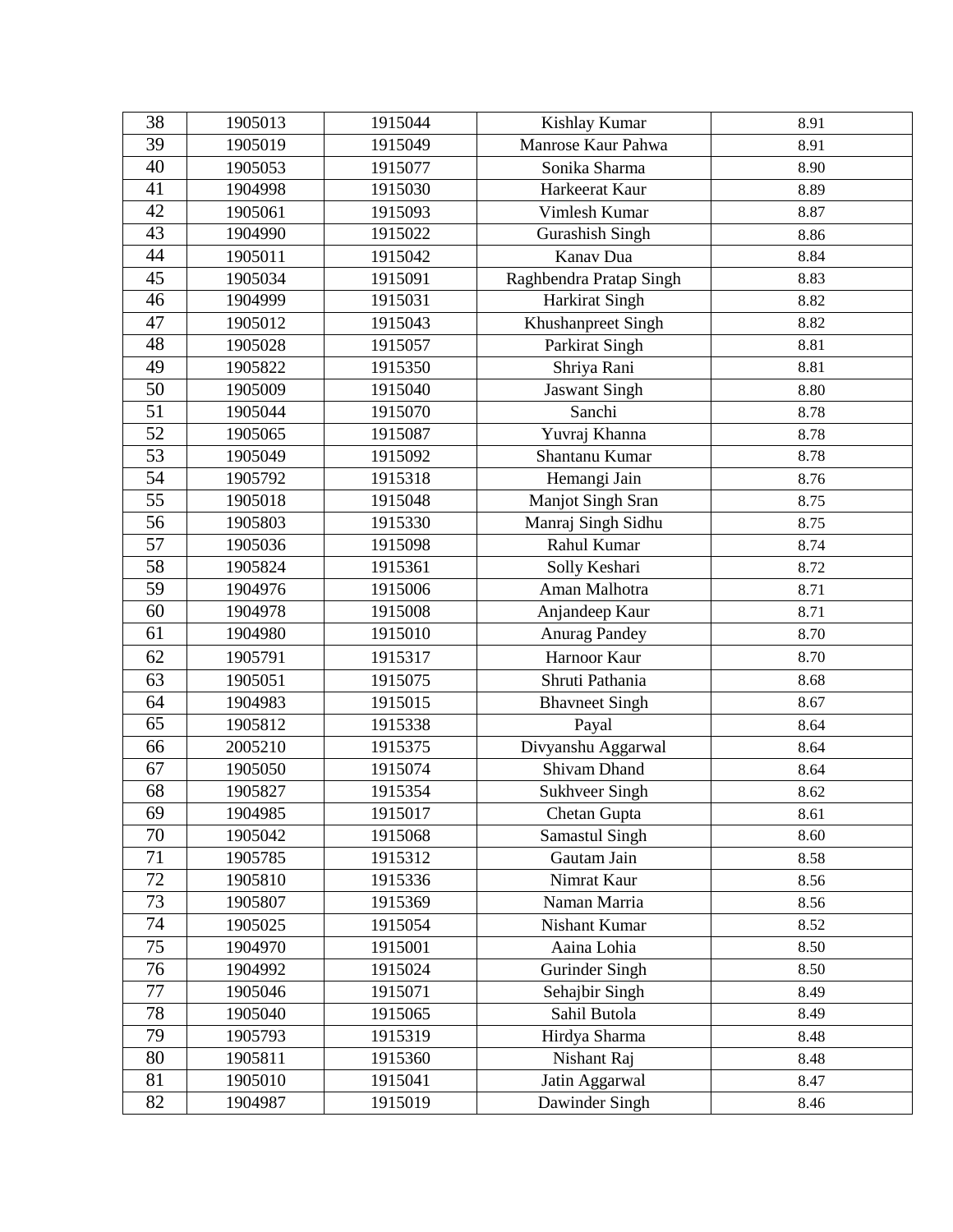| 38 | 1905013 | 1915044 | Kishlay Kumar | 8.91 |
|---|---|---|---|---|
| 39 | 1905019 | 1915049 | Manrose Kaur Pahwa | 8.91 |
| 40 | 1905053 | 1915077 | Sonika Sharma | 8.90 |
| 41 | 1904998 | 1915030 | Harkeerat Kaur | 8.89 |
| 42 | 1905061 | 1915093 | Vimlesh Kumar | 8.87 |
| 43 | 1904990 | 1915022 | Gurashish Singh | 8.86 |
| 44 | 1905011 | 1915042 | Kanav Dua | 8.84 |
| 45 | 1905034 | 1915091 | Raghbendra Pratap Singh | 8.83 |
| 46 | 1904999 | 1915031 | Harkirat Singh | 8.82 |
| 47 | 1905012 | 1915043 | Khushanpreet Singh | 8.82 |
| 48 | 1905028 | 1915057 | Parkirat Singh | 8.81 |
| 49 | 1905822 | 1915350 | Shriya Rani | 8.81 |
| 50 | 1905009 | 1915040 | Jaswant Singh | 8.80 |
| 51 | 1905044 | 1915070 | Sanchi | 8.78 |
| 52 | 1905065 | 1915087 | Yuvraj Khanna | 8.78 |
| 53 | 1905049 | 1915092 | Shantanu Kumar | 8.78 |
| 54 | 1905792 | 1915318 | Hemangi Jain | 8.76 |
| 55 | 1905018 | 1915048 | Manjot Singh Sran | 8.75 |
| 56 | 1905803 | 1915330 | Manraj Singh Sidhu | 8.75 |
| 57 | 1905036 | 1915098 | Rahul Kumar | 8.74 |
| 58 | 1905824 | 1915361 | Solly Keshari | 8.72 |
| 59 | 1904976 | 1915006 | Aman Malhotra | 8.71 |
| 60 | 1904978 | 1915008 | Anjandeep Kaur | 8.71 |
| 61 | 1904980 | 1915010 | Anurag Pandey | 8.70 |
| 62 | 1905791 | 1915317 | Harnoor Kaur | 8.70 |
| 63 | 1905051 | 1915075 | Shruti Pathania | 8.68 |
| 64 | 1904983 | 1915015 | Bhavneet Singh | 8.67 |
| 65 | 1905812 | 1915338 | Payal | 8.64 |
| 66 | 2005210 | 1915375 | Divyanshu Aggarwal | 8.64 |
| 67 | 1905050 | 1915074 | Shivam Dhand | 8.64 |
| 68 | 1905827 | 1915354 | Sukhveer Singh | 8.62 |
| 69 | 1904985 | 1915017 | Chetan Gupta | 8.61 |
| 70 | 1905042 | 1915068 | Samastul Singh | 8.60 |
| 71 | 1905785 | 1915312 | Gautam Jain | 8.58 |
| 72 | 1905810 | 1915336 | Nimrat Kaur | 8.56 |
| 73 | 1905807 | 1915369 | Naman Marria | 8.56 |
| 74 | 1905025 | 1915054 | Nishant Kumar | 8.52 |
| 75 | 1904970 | 1915001 | Aaina Lohia | 8.50 |
| 76 | 1904992 | 1915024 | Gurinder Singh | 8.50 |
| 77 | 1905046 | 1915071 | Sehajbir Singh | 8.49 |
| 78 | 1905040 | 1915065 | Sahil Butola | 8.49 |
| 79 | 1905793 | 1915319 | Hirdya Sharma | 8.48 |
| 80 | 1905811 | 1915360 | Nishant Raj | 8.48 |
| 81 | 1905010 | 1915041 | Jatin Aggarwal | 8.47 |
| 82 | 1904987 | 1915019 | Dawinder Singh | 8.46 |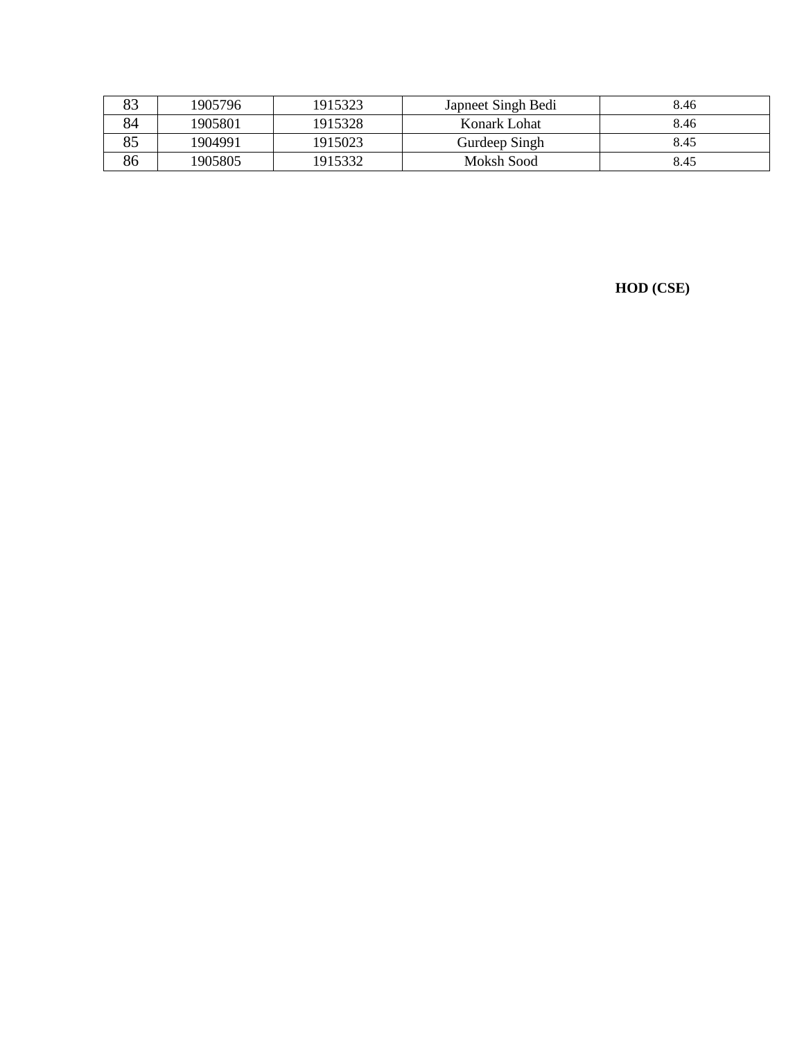| | | | | |
|---|---|---|---|---|
| 83 | 1905796 | 1915323 | Japneet Singh Bedi | 8.46 |
| 84 | 1905801 | 1915328 | Konark Lohat | 8.46 |
| 85 | 1904991 | 1915023 | Gurdeep Singh | 8.45 |
| 86 | 1905805 | 1915332 | Moksh Sood | 8.45 |

**HOD (CSE)**